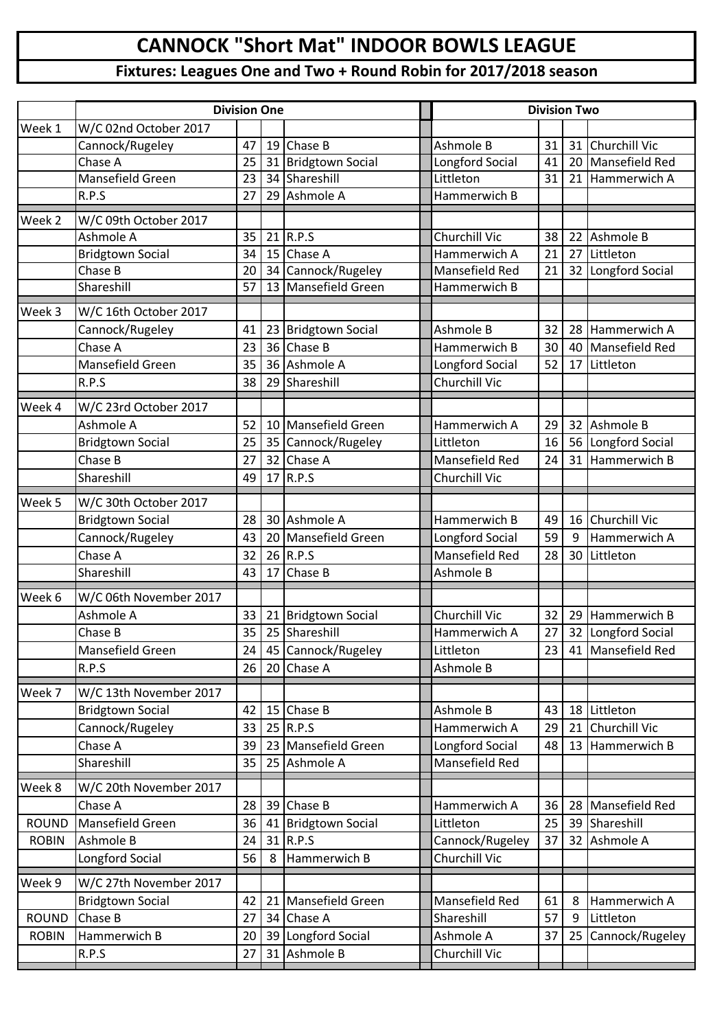# CANNOCK "Short Mat" INDOOR BOWLS LEAGUE

## Fixtures: Leagues One and Two + Round Robin for 2017/2018 season

| | Division One | | | | Division Two | | | |
|---|---|---|---|---|---|---|---|---|
| Week 1 | W/C 02nd October 2017 | | | | | | | |
| | Cannock/Rugeley | 47 | 19 | Chase B | Ashmole B | 31 | 31 | Churchill Vic |
| | Chase A | 25 | 31 | Bridgtown Social | Longford Social | 41 | 20 | Mansefield Red |
| | Mansefield Green | 23 | 34 | Shareshill | Littleton | 31 | 21 | Hammerwich A |
| | R.P.S | 27 | 29 | Ashmole A | Hammerwich B | | | |
| Week 2 | W/C 09th October 2017 | | | | | | | |
| | Ashmole A | 35 | 21 | R.P.S | Churchill Vic | 38 | 22 | Ashmole B |
| | Bridgtown Social | 34 | 15 | Chase A | Hammerwich A | 21 | 27 | Littleton |
| | Chase B | 20 | 34 | Cannock/Rugeley | Mansefield Red | 21 | 32 | Longford Social |
| | Shareshill | 57 | 13 | Mansefield Green | Hammerwich B | | | |
| Week 3 | W/C 16th October 2017 | | | | | | | |
| | Cannock/Rugeley | 41 | 23 | Bridgtown Social | Ashmole B | 32 | 28 | Hammerwich A |
| | Chase A | 23 | 36 | Chase B | Hammerwich B | 30 | 40 | Mansefield Red |
| | Mansefield Green | 35 | 36 | Ashmole A | Longford Social | 52 | 17 | Littleton |
| | R.P.S | 38 | 29 | Shareshill | Churchill Vic | | | |
| Week 4 | W/C 23rd October 2017 | | | | | | | |
| | Ashmole A | 52 | 10 | Mansefield Green | Hammerwich A | 29 | 32 | Ashmole B |
| | Bridgtown Social | 25 | 35 | Cannock/Rugeley | Littleton | 16 | 56 | Longford Social |
| | Chase B | 27 | 32 | Chase A | Mansefield Red | 24 | 31 | Hammerwich B |
| | Shareshill | 49 | 17 | R.P.S | Churchill Vic | | | |
| Week 5 | W/C 30th October 2017 | | | | | | | |
| | Bridgtown Social | 28 | 30 | Ashmole A | Hammerwich B | 49 | 16 | Churchill Vic |
| | Cannock/Rugeley | 43 | 20 | Mansefield Green | Longford Social | 59 | 9 | Hammerwich A |
| | Chase A | 32 | 26 | R.P.S | Mansefield Red | 28 | 30 | Littleton |
| | Shareshill | 43 | 17 | Chase B | Ashmole B | | | |
| Week 6 | W/C 06th November 2017 | | | | | | | |
| | Ashmole A | 33 | 21 | Bridgtown Social | Churchill Vic | 32 | 29 | Hammerwich B |
| | Chase B | 35 | 25 | Shareshill | Hammerwich A | 27 | 32 | Longford Social |
| | Mansefield Green | 24 | 45 | Cannock/Rugeley | Littleton | 23 | 41 | Mansefield Red |
| | R.P.S | 26 | 20 | Chase A | Ashmole B | | | |
| Week 7 | W/C 13th November 2017 | | | | | | | |
| | Bridgtown Social | 42 | 15 | Chase B | Ashmole B | 43 | 18 | Littleton |
| | Cannock/Rugeley | 33 | 25 | R.P.S | Hammerwich A | 29 | 21 | Churchill Vic |
| | Chase A | 39 | 23 | Mansefield Green | Longford Social | 48 | 13 | Hammerwich B |
| | Shareshill | 35 | 25 | Ashmole A | Mansefield Red | | | |
| Week 8 | W/C 20th November 2017 | | | | | | | |
| | Chase A | 28 | 39 | Chase B | Hammerwich A | 36 | 28 | Mansefield Red |
| ROUND | Mansefield Green | 36 | 41 | Bridgtown Social | Littleton | 25 | 39 | Shareshill |
| ROBIN | Ashmole B | 24 | 31 | R.P.S | Cannock/Rugeley | 37 | 32 | Ashmole A |
| | Longford Social | 56 | 8 | Hammerwich B | Churchill Vic | | | |
| Week 9 | W/C 27th November 2017 | | | | | | | |
| | Bridgtown Social | 42 | 21 | Mansefield Green | Mansefield Red | 61 | 8 | Hammerwich A |
| ROUND | Chase B | 27 | 34 | Chase A | Shareshill | 57 | 9 | Littleton |
| ROBIN | Hammerwich B | 20 | 39 | Longford Social | Ashmole A | 37 | 25 | Cannock/Rugeley |
| | R.P.S | 27 | 31 | Ashmole B | Churchill Vic | | | |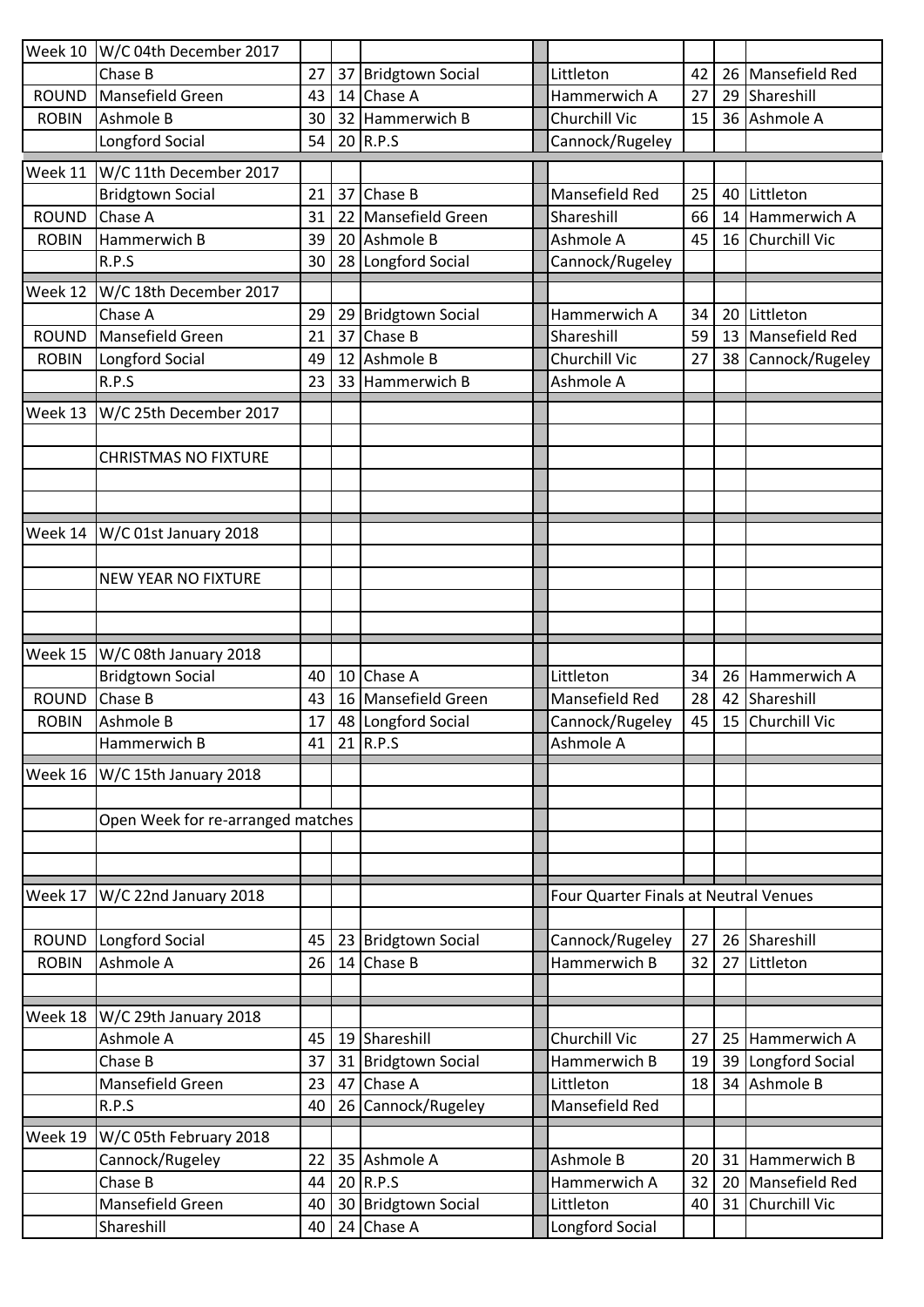| | | | | | | | | | |
|---|---|---|---|---|---|---|---|---|---|
| Week 10 | W/C 04th December 2017 | | | | | | | | |
| | Chase B | 27 | 37 | Bridgtown Social | | Littleton | 42 | 26 | Mansefield Red |
| ROUND | Mansefield Green | 43 | 14 | Chase A | | Hammerwich A | 27 | 29 | Shareshill |
| ROBIN | Ashmole B | 30 | 32 | Hammerwich B | | Churchill Vic | 15 | 36 | Ashmole A |
| | Longford Social | 54 | 20 | R.P.S | | Cannock/Rugeley | | | |
| Week 11 | W/C 11th December 2017 | | | | | | | | |
| | Bridgtown Social | 21 | 37 | Chase B | | Mansefield Red | 25 | 40 | Littleton |
| ROUND | Chase A | 31 | 22 | Mansefield Green | | Shareshill | 66 | 14 | Hammerwich A |
| ROBIN | Hammerwich B | 39 | 20 | Ashmole B | | Ashmole A | 45 | 16 | Churchill Vic |
| | R.P.S | 30 | 28 | Longford Social | | Cannock/Rugeley | | | |
| Week 12 | W/C 18th December 2017 | | | | | | | | |
| | Chase A | 29 | 29 | Bridgtown Social | | Hammerwich A | 34 | 20 | Littleton |
| ROUND | Mansefield Green | 21 | 37 | Chase B | | Shareshill | 59 | 13 | Mansefield Red |
| ROBIN | Longford Social | 49 | 12 | Ashmole B | | Churchill Vic | 27 | 38 | Cannock/Rugeley |
| | R.P.S | 23 | 33 | Hammerwich B | | Ashmole A | | | |
| Week 13 | W/C 25th December 2017 | | | | | | | | |
| | CHRISTMAS NO FIXTURE | | | | | | | | |
| Week 14 | W/C 01st January 2018 | | | | | | | | |
| | NEW YEAR NO FIXTURE | | | | | | | | |
| Week 15 | W/C 08th January 2018 | | | | | | | | |
| | Bridgtown Social | 40 | 10 | Chase A | | Littleton | 34 | 26 | Hammerwich A |
| ROUND | Chase B | 43 | 16 | Mansefield Green | | Mansefield Red | 28 | 42 | Shareshill |
| ROBIN | Ashmole B | 17 | 48 | Longford Social | | Cannock/Rugeley | 45 | 15 | Churchill Vic |
| | Hammerwich B | 41 | 21 | R.P.S | | Ashmole A | | | |
| Week 16 | W/C 15th January 2018 | | | | | | | | |
| | Open Week for re-arranged matches | | | | | | | | |
| Week 17 | W/C 22nd January 2018 | | | | | Four Quarter Finals at Neutral Venues | | | |
| ROUND | Longford Social | 45 | 23 | Bridgtown Social | | Cannock/Rugeley | 27 | 26 | Shareshill |
| ROBIN | Ashmole A | 26 | 14 | Chase B | | Hammerwich B | 32 | 27 | Littleton |
| Week 18 | W/C 29th January 2018 | | | | | | | | |
| | Ashmole A | 45 | 19 | Shareshill | | Churchill Vic | 27 | 25 | Hammerwich A |
| | Chase B | 37 | 31 | Bridgtown Social | | Hammerwich B | 19 | 39 | Longford Social |
| | Mansefield Green | 23 | 47 | Chase A | | Littleton | 18 | 34 | Ashmole B |
| | R.P.S | 40 | 26 | Cannock/Rugeley | | Mansefield Red | | | |
| Week 19 | W/C 05th February 2018 | | | | | | | | |
| | Cannock/Rugeley | 22 | 35 | Ashmole A | | Ashmole B | 20 | 31 | Hammerwich B |
| | Chase B | 44 | 20 | R.P.S | | Hammerwich A | 32 | 20 | Mansefield Red |
| | Mansefield Green | 40 | 30 | Bridgtown Social | | Littleton | 40 | 31 | Churchill Vic |
| | Shareshill | 40 | 24 | Chase A | | Longford Social | | | |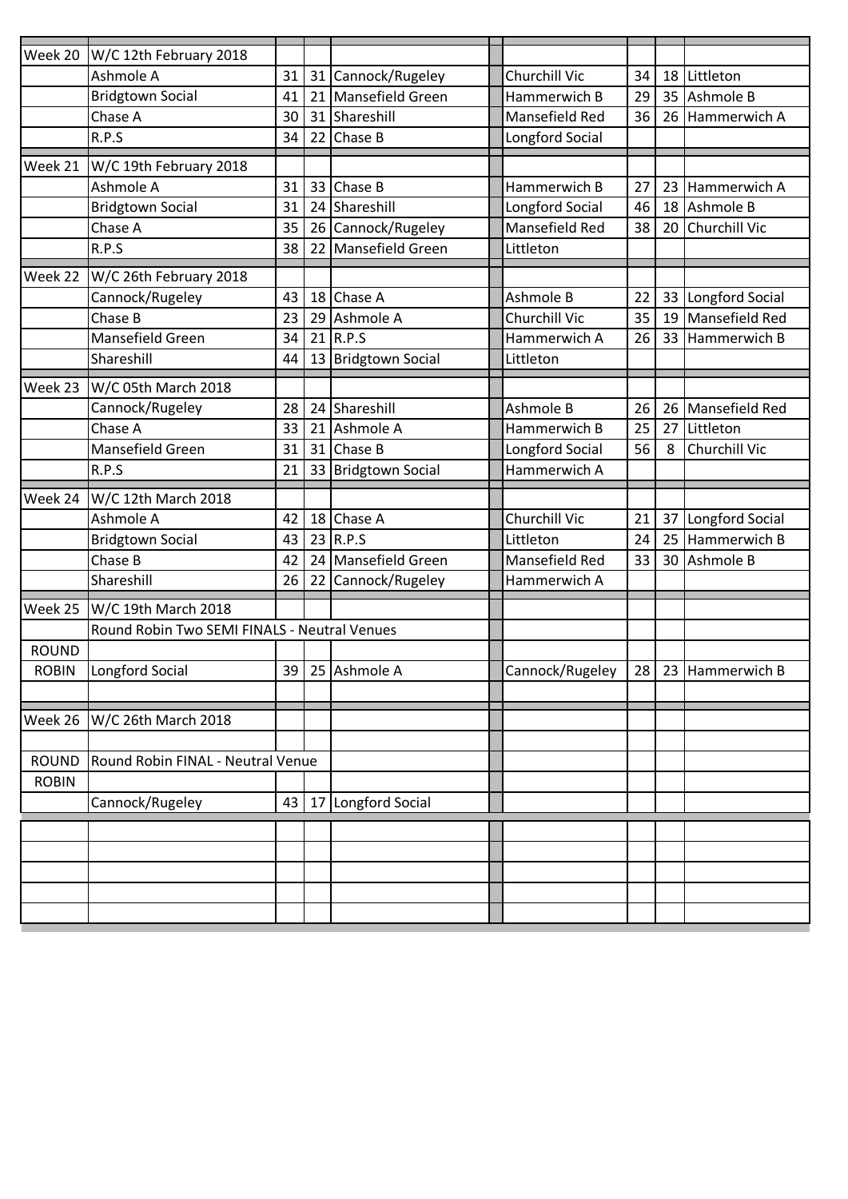| | | | | | | | | |
|---|---|---|---|---|---|---|---|---|
| Week 20 | W/C 12th February 2018 | | | | | | | |
| | Ashmole A | 31 | 31 | Cannock/Rugeley | Churchill Vic | 34 | 18 | Littleton |
| | Bridgtown Social | 41 | 21 | Mansefield Green | Hammerwich B | 29 | 35 | Ashmole B |
| | Chase A | 30 | 31 | Shareshill | Mansefield Red | 36 | 26 | Hammerwich A |
| | R.P.S | 34 | 22 | Chase B | Longford Social | | | |
| Week 21 | W/C 19th February 2018 | | | | | | | |
| | Ashmole A | 31 | 33 | Chase B | Hammerwich B | 27 | 23 | Hammerwich A |
| | Bridgtown Social | 31 | 24 | Shareshill | Longford Social | 46 | 18 | Ashmole B |
| | Chase A | 35 | 26 | Cannock/Rugeley | Mansefield Red | 38 | 20 | Churchill Vic |
| | R.P.S | 38 | 22 | Mansefield Green | Littleton | | | |
| Week 22 | W/C 26th February 2018 | | | | | | | |
| | Cannock/Rugeley | 43 | 18 | Chase A | Ashmole B | 22 | 33 | Longford Social |
| | Chase B | 23 | 29 | Ashmole A | Churchill Vic | 35 | 19 | Mansefield Red |
| | Mansefield Green | 34 | 21 | R.P.S | Hammerwich A | 26 | 33 | Hammerwich B |
| | Shareshill | 44 | 13 | Bridgtown Social | Littleton | | | |
| Week 23 | W/C 05th March 2018 | | | | | | | |
| | Cannock/Rugeley | 28 | 24 | Shareshill | Ashmole B | 26 | 26 | Mansefield Red |
| | Chase A | 33 | 21 | Ashmole A | Hammerwich B | 25 | 27 | Littleton |
| | Mansefield Green | 31 | 31 | Chase B | Longford Social | 56 | 8 | Churchill Vic |
| | R.P.S | 21 | 33 | Bridgtown Social | Hammerwich A | | | |
| Week 24 | W/C 12th March 2018 | | | | | | | |
| | Ashmole A | 42 | 18 | Chase A | Churchill Vic | 21 | 37 | Longford Social |
| | Bridgtown Social | 43 | 23 | R.P.S | Littleton | 24 | 25 | Hammerwich B |
| | Chase B | 42 | 24 | Mansefield Green | Mansefield Red | 33 | 30 | Ashmole B |
| | Shareshill | 26 | 22 | Cannock/Rugeley | Hammerwich A | | | |
| Week 25 | W/C 19th March 2018 | | | | | | | |
| | Round Robin Two SEMI FINALS - Neutral Venues | | | | | | | |
| ROUND | | | | | | | | |
| ROBIN | Longford Social | 39 | 25 | Ashmole A | Cannock/Rugeley | 28 | 23 | Hammerwich B |
| Week 26 | W/C 26th March 2018 | | | | | | | |
| ROUND | Round Robin FINAL - Neutral Venue | | | | | | | |
| ROBIN | | | | | | | | |
| | Cannock/Rugeley | 43 | 17 | Longford Social | | | | |